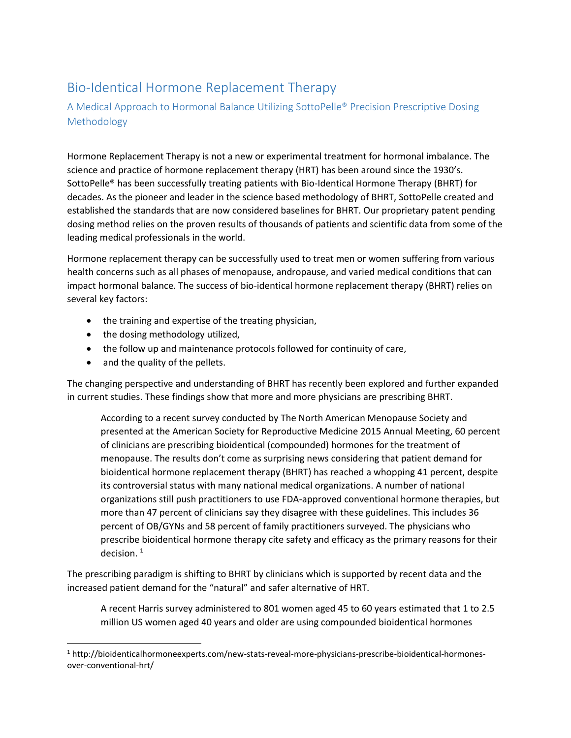# Bio-Identical Hormone Replacement Therapy

## A Medical Approach to Hormonal Balance Utilizing SottoPelle® Precision Prescriptive Dosing Methodology

Hormone Replacement Therapy is not a new or experimental treatment for hormonal imbalance. The science and practice of hormone replacement therapy (HRT) has been around since the 1930's. SottoPelle® has been successfully treating patients with Bio-Identical Hormone Therapy (BHRT) for decades. As the pioneer and leader in the science based methodology of BHRT, SottoPelle created and established the standards that are now considered baselines for BHRT. Our proprietary patent pending dosing method relies on the proven results of thousands of patients and scientific data from some of the leading medical professionals in the world.

Hormone replacement therapy can be successfully used to treat men or women suffering from various health concerns such as all phases of menopause, andropause, and varied medical conditions that can impact hormonal balance. The success of bio-identical hormone replacement therapy (BHRT) relies on several key factors:

- the training and expertise of the treating physician,
- the dosing methodology utilized,
- the follow up and maintenance protocols followed for continuity of care,
- and the quality of the pellets.

The changing perspective and understanding of BHRT has recently been explored and further expanded in current studies. These findings show that more and more physicians are prescribing BHRT.

> According to a recent survey conducted by The North American Menopause Society and presented at the American Society for Reproductive Medicine 2015 Annual Meeting, 60 percent of clinicians are prescribing bioidentical (compounded) hormones for the treatment of menopause. The results don't come as surprising news considering that patient demand for bioidentical hormone replacement therapy (BHRT) has reached a whopping 41 percent, despite its controversial status with many national medical organizations. A number of national organizations still push practitioners to use FDA-approved conventional hormone therapies, but more than 47 percent of clinicians say they disagree with these guidelines. This includes 36 percent of OB/GYNs and 58 percent of family practitioners surveyed. The physicians who prescribe bioidentical hormone therapy cite safety and efficacy as the primary reasons for their decision. [1]

The prescribing paradigm is shifting to BHRT by clinicians which is supported by recent data and the increased patient demand for the "natural" and safer alternative of HRT.

> A recent Harris survey administered to 801 women aged 45 to 60 years estimated that 1 to 2.5 million US women aged 40 years and older are using compounded bioidentical hormones

[1] http://bioidenticalhormoneexperts.com/new-stats-reveal-more-physicians-prescribe-bioidentical-hormones-over-conventional-hrt/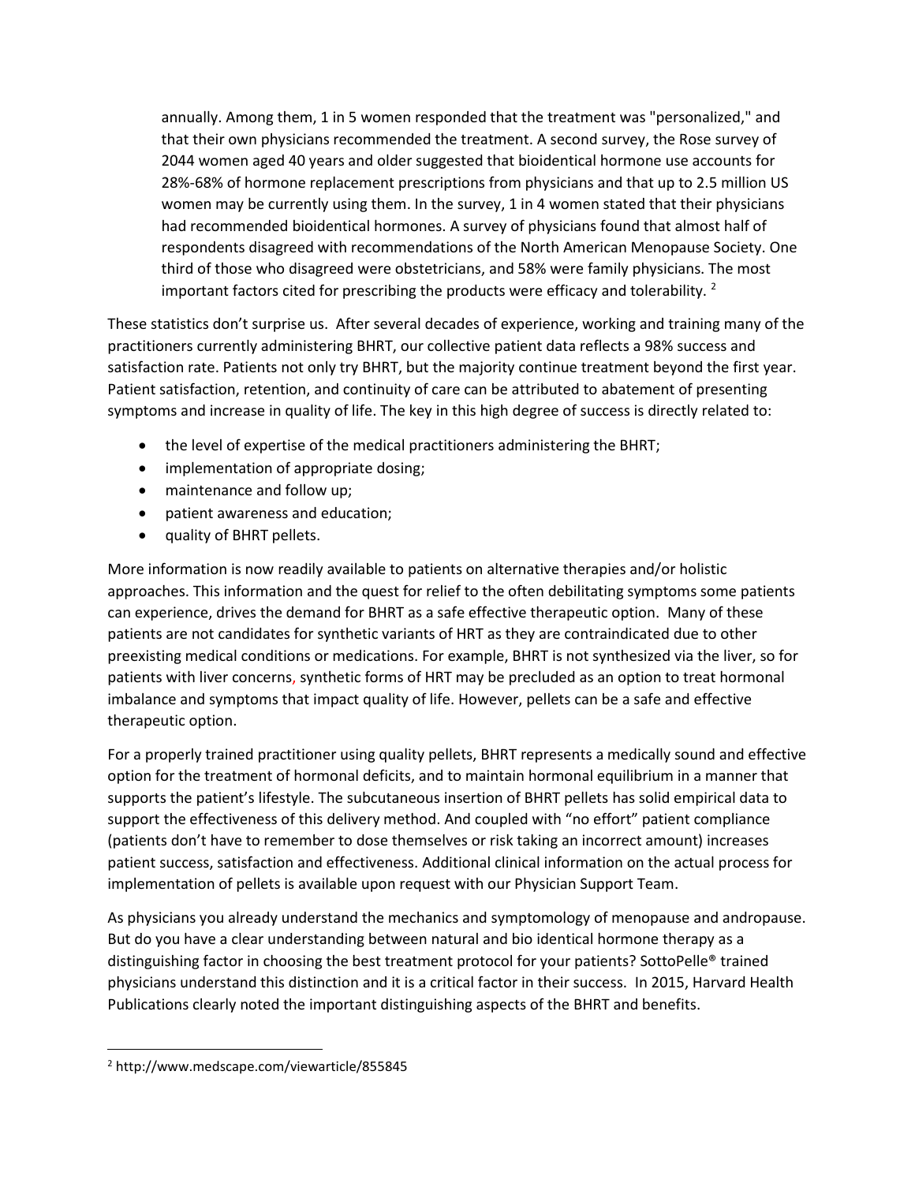> annually. Among them, 1 in 5 women responded that the treatment was "personalized," and that their own physicians recommended the treatment. A second survey, the Rose survey of 2044 women aged 40 years and older suggested that bioidentical hormone use accounts for 28%-68% of hormone replacement prescriptions from physicians and that up to 2.5 million US women may be currently using them. In the survey, 1 in 4 women stated that their physicians had recommended bioidentical hormones. A survey of physicians found that almost half of respondents disagreed with recommendations of the North American Menopause Society. One third of those who disagreed were obstetricians, and 58% were family physicians. The most important factors cited for prescribing the products were efficacy and tolerability. [2]

These statistics don't surprise us. After several decades of experience, working and training many of the practitioners currently administering BHRT, our collective patient data reflects a 98% success and satisfaction rate. Patients not only try BHRT, but the majority continue treatment beyond the first year. Patient satisfaction, retention, and continuity of care can be attributed to abatement of presenting symptoms and increase in quality of life. The key in this high degree of success is directly related to:

- the level of expertise of the medical practitioners administering the BHRT;
- implementation of appropriate dosing;
- maintenance and follow up;
- patient awareness and education;
- quality of BHRT pellets.

More information is now readily available to patients on alternative therapies and/or holistic approaches. This information and the quest for relief to the often debilitating symptoms some patients can experience, drives the demand for BHRT as a safe effective therapeutic option. Many of these patients are not candidates for synthetic variants of HRT as they are contraindicated due to other preexisting medical conditions or medications. For example, BHRT is not synthesized via the liver, so for patients with liver concerns, synthetic forms of HRT may be precluded as an option to treat hormonal imbalance and symptoms that impact quality of life. However, pellets can be a safe and effective therapeutic option.

For a properly trained practitioner using quality pellets, BHRT represents a medically sound and effective option for the treatment of hormonal deficits, and to maintain hormonal equilibrium in a manner that supports the patient's lifestyle. The subcutaneous insertion of BHRT pellets has solid empirical data to support the effectiveness of this delivery method. And coupled with "no effort" patient compliance (patients don't have to remember to dose themselves or risk taking an incorrect amount) increases patient success, satisfaction and effectiveness. Additional clinical information on the actual process for implementation of pellets is available upon request with our Physician Support Team.

As physicians you already understand the mechanics and symptomology of menopause and andropause. But do you have a clear understanding between natural and bio identical hormone therapy as a distinguishing factor in choosing the best treatment protocol for your patients? SottoPelle® trained physicians understand this distinction and it is a critical factor in their success. In 2015, Harvard Health Publications clearly noted the important distinguishing aspects of the BHRT and benefits.

[2] http://www.medscape.com/viewarticle/855845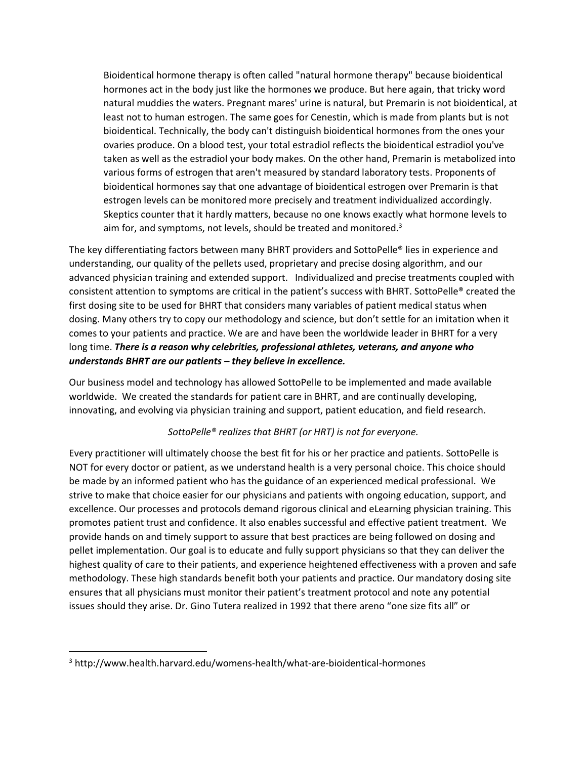> Bioidentical hormone therapy is often called "natural hormone therapy" because bioidentical hormones act in the body just like the hormones we produce. But here again, that tricky word natural muddies the waters. Pregnant mares' urine is natural, but Premarin is not bioidentical, at least not to human estrogen. The same goes for Cenestin, which is made from plants but is not bioidentical. Technically, the body can't distinguish bioidentical hormones from the ones your ovaries produce. On a blood test, your total estradiol reflects the bioidentical estradiol you've taken as well as the estradiol your body makes. On the other hand, Premarin is metabolized into various forms of estrogen that aren't measured by standard laboratory tests. Proponents of bioidentical hormones say that one advantage of bioidentical estrogen over Premarin is that estrogen levels can be monitored more precisely and treatment individualized accordingly. Skeptics counter that it hardly matters, because no one knows exactly what hormone levels to aim for, and symptoms, not levels, should be treated and monitored.[3]

The key differentiating factors between many BHRT providers and SottoPelle® lies in experience and understanding, our quality of the pellets used, proprietary and precise dosing algorithm, and our advanced physician training and extended support. Individualized and precise treatments coupled with consistent attention to symptoms are critical in the patient's success with BHRT. SottoPelle® created the first dosing site to be used for BHRT that considers many variables of patient medical status when dosing. Many others try to copy our methodology and science, but don't settle for an imitation when it comes to your patients and practice. We are and have been the worldwide leader in BHRT for a very long time. ***There is a reason why celebrities, professional athletes, veterans, and anyone who understands BHRT are our patients – they believe in excellence.***

Our business model and technology has allowed SottoPelle to be implemented and made available worldwide. We created the standards for patient care in BHRT, and are continually developing, innovating, and evolving via physician training and support, patient education, and field research.

*SottoPelle® realizes that BHRT (or HRT) is not for everyone.*

Every practitioner will ultimately choose the best fit for his or her practice and patients. SottoPelle is NOT for every doctor or patient, as we understand health is a very personal choice. This choice should be made by an informed patient who has the guidance of an experienced medical professional. We strive to make that choice easier for our physicians and patients with ongoing education, support, and excellence. Our processes and protocols demand rigorous clinical and eLearning physician training. This promotes patient trust and confidence. It also enables successful and effective patient treatment. We provide hands on and timely support to assure that best practices are being followed on dosing and pellet implementation. Our goal is to educate and fully support physicians so that they can deliver the highest quality of care to their patients, and experience heightened effectiveness with a proven and safe methodology. These high standards benefit both your patients and practice. Our mandatory dosing site ensures that all physicians must monitor their patient's treatment protocol and note any potential issues should they arise. Dr. Gino Tutera realized in 1992 that there areno "one size fits all" or

---

[3] http://www.health.harvard.edu/womens-health/what-are-bioidentical-hormones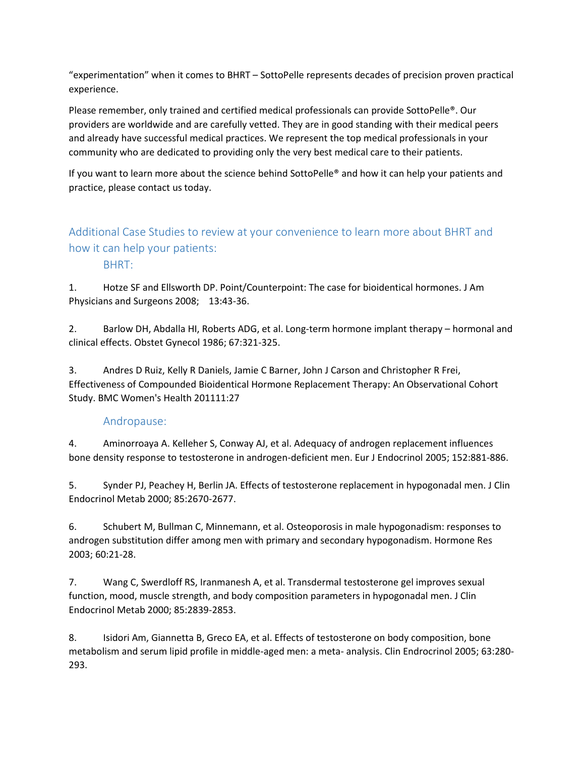"experimentation" when it comes to BHRT – SottoPelle represents decades of precision proven practical experience.

Please remember, only trained and certified medical professionals can provide SottoPelle®. Our providers are worldwide and are carefully vetted. They are in good standing with their medical peers and already have successful medical practices. We represent the top medical professionals in your community who are dedicated to providing only the very best medical care to their patients.

If you want to learn more about the science behind SottoPelle® and how it can help your patients and practice, please contact us today.

## Additional Case Studies to review at your convenience to learn more about BHRT and how it can help your patients:

### BHRT:

1. Hotze SF and Ellsworth DP. Point/Counterpoint: The case for bioidentical hormones. J Am Physicians and Surgeons 2008; 13:43-36.

2. Barlow DH, Abdalla HI, Roberts ADG, et al. Long-term hormone implant therapy – hormonal and clinical effects. Obstet Gynecol 1986; 67:321-325.

3. Andres D Ruiz, Kelly R Daniels, Jamie C Barner, John J Carson and Christopher R Frei, Effectiveness of Compounded Bioidentical Hormone Replacement Therapy: An Observational Cohort Study. BMC Women's Health 201111:27

### Andropause:

4. Aminorroaya A. Kelleher S, Conway AJ, et al. Adequacy of androgen replacement influences bone density response to testosterone in androgen-deficient men. Eur J Endocrinol 2005; 152:881-886.

5. Synder PJ, Peachey H, Berlin JA. Effects of testosterone replacement in hypogonadal men. J Clin Endocrinol Metab 2000; 85:2670-2677.

6. Schubert M, Bullman C, Minnemann, et al. Osteoporosis in male hypogonadism: responses to androgen substitution differ among men with primary and secondary hypogonadism. Hormone Res 2003; 60:21-28.

7. Wang C, Swerdloff RS, Iranmanesh A, et al. Transdermal testosterone gel improves sexual function, mood, muscle strength, and body composition parameters in hypogonadal men. J Clin Endocrinol Metab 2000; 85:2839-2853.

8. Isidori Am, Giannetta B, Greco EA, et al. Effects of testosterone on body composition, bone metabolism and serum lipid profile in middle-aged men: a meta- analysis. Clin Endrocrinol 2005; 63:280-293.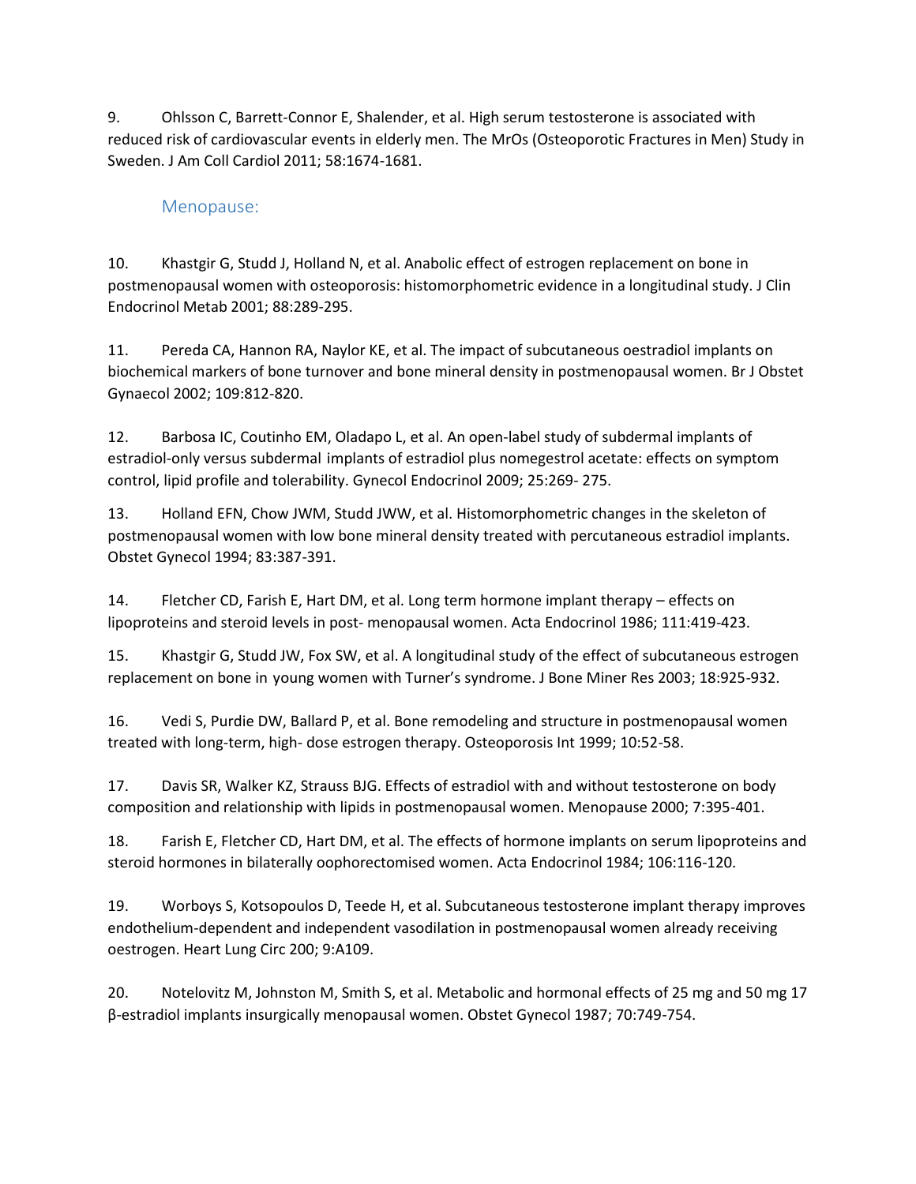9. Ohlsson C, Barrett-Connor E, Shalender, et al. High serum testosterone is associated with reduced risk of cardiovascular events in elderly men. The MrOs (Osteoporotic Fractures in Men) Study in Sweden. J Am Coll Cardiol 2011; 58:1674-1681.

## Menopause:

10. Khastgir G, Studd J, Holland N, et al. Anabolic effect of estrogen replacement on bone in postmenopausal women with osteoporosis: histomorphometric evidence in a longitudinal study. J Clin Endocrinol Metab 2001; 88:289-295.

11. Pereda CA, Hannon RA, Naylor KE, et al. The impact of subcutaneous oestradiol implants on biochemical markers of bone turnover and bone mineral density in postmenopausal women. Br J Obstet Gynaecol 2002; 109:812-820.

12. Barbosa IC, Coutinho EM, Oladapo L, et al. An open-label study of subdermal implants of estradiol-only versus subdermal implants of estradiol plus nomegestrol acetate: effects on symptom control, lipid profile and tolerability. Gynecol Endocrinol 2009; 25:269- 275.

13. Holland EFN, Chow JWM, Studd JWW, et al. Histomorphometric changes in the skeleton of postmenopausal women with low bone mineral density treated with percutaneous estradiol implants. Obstet Gynecol 1994; 83:387-391.

14. Fletcher CD, Farish E, Hart DM, et al. Long term hormone implant therapy – effects on lipoproteins and steroid levels in post- menopausal women. Acta Endocrinol 1986; 111:419-423.

15. Khastgir G, Studd JW, Fox SW, et al. A longitudinal study of the effect of subcutaneous estrogen replacement on bone in young women with Turner's syndrome. J Bone Miner Res 2003; 18:925-932.

16. Vedi S, Purdie DW, Ballard P, et al. Bone remodeling and structure in postmenopausal women treated with long-term, high- dose estrogen therapy. Osteoporosis Int 1999; 10:52-58.

17. Davis SR, Walker KZ, Strauss BJG. Effects of estradiol with and without testosterone on body composition and relationship with lipids in postmenopausal women. Menopause 2000; 7:395-401.

18. Farish E, Fletcher CD, Hart DM, et al. The effects of hormone implants on serum lipoproteins and steroid hormones in bilaterally oophorectomised women. Acta Endocrinol 1984; 106:116-120.

19. Worboys S, Kotsopoulos D, Teede H, et al. Subcutaneous testosterone implant therapy improves endothelium-dependent and independent vasodilation in postmenopausal women already receiving oestrogen. Heart Lung Circ 200; 9:A109.

20. Notelovitz M, Johnston M, Smith S, et al. Metabolic and hormonal effects of 25 mg and 50 mg 17 β-estradiol implants insurgically menopausal women. Obstet Gynecol 1987; 70:749-754.